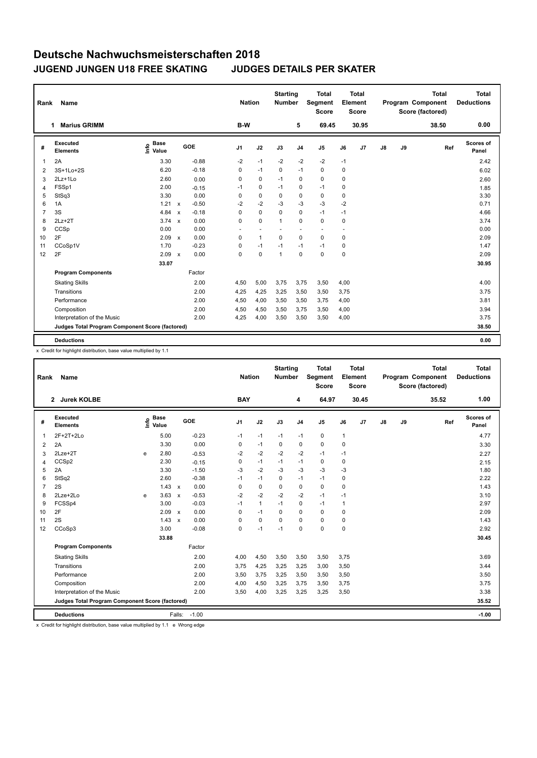# Deutsche Nachwuchsmeisterschaften 2018

## JUGEND JUNGEN U18 FREE SKATING JUDGES DETAILS PER SKATER

| Rank | Name | Nation | Starting Number | Total Segment Score | Total Element Score | Total Program Component Score (factored) | Total Deductions |
|---|---|---|---|---|---|---|---|
| 1 | Marius GRIMM | B-W | 5 | 69.45 | 30.95 | 38.50 | 0.00 |

| # | Executed Elements | Info | Base Value | | GOE | J1 | J2 | J3 | J4 | J5 | J6 | J7 | J8 | J9 | Ref | Scores of Panel |
|---|---|---|---|---|---|---|---|---|---|---|---|---|---|---|---|---|
| 1 | 2A | | 3.30 | | -0.88 | -2 | -1 | -2 | -2 | -2 | -1 | | | | | 2.42 |
| 2 | 3S+1Lo+2S | | 6.20 | | -0.18 | 0 | -1 | 0 | -1 | 0 | 0 | | | | | 6.02 |
| 3 | 2Lz+1Lo | | 2.60 | | 0.00 | 0 | 0 | -1 | 0 | 0 | 0 | | | | | 2.60 |
| 4 | FSSp1 | | 2.00 | | -0.15 | -1 | 0 | -1 | 0 | -1 | 0 | | | | | 1.85 |
| 5 | StSq3 | | 3.30 | | 0.00 | 0 | 0 | 0 | 0 | 0 | 0 | | | | | 3.30 |
| 6 | 1A | | 1.21 | x | -0.50 | -2 | -2 | -3 | -3 | -3 | -2 | | | | | 0.71 |
| 7 | 3S | | 4.84 | x | -0.18 | 0 | 0 | 0 | 0 | -1 | -1 | | | | | 4.66 |
| 8 | 2Lz+2T | | 3.74 | x | 0.00 | 0 | 0 | 1 | 0 | 0 | 0 | | | | | 3.74 |
| 9 | CCSp | | 0.00 | | 0.00 | - | - | - | - | - | - | | | | | 0.00 |
| 10 | 2F | | 2.09 | x | 0.00 | 0 | 1 | 0 | 0 | 0 | 0 | | | | | 2.09 |
| 11 | CCoSp1V | | 1.70 | | -0.23 | 0 | -1 | -1 | -1 | -1 | 0 | | | | | 1.47 |
| 12 | 2F | | 2.09 | x | 0.00 | 0 | 0 | 1 | 0 | 0 | 0 | | | | | 2.09 |
| | | | 33.07 | | | | | | | | | | | | | 30.95 |
| | **Program Components** | | | | Factor | | | | | | | | | | | |
| | Skating Skills | | | | 2.00 | 4,50 | 5,00 | 3,75 | 3,75 | 3,50 | 4,00 | | | | | 4.00 |
| | Transitions | | | | 2.00 | 4,25 | 4,25 | 3,25 | 3,50 | 3,50 | 3,75 | | | | | 3.75 |
| | Performance | | | | 2.00 | 4,50 | 4,00 | 3,50 | 3,50 | 3,75 | 4,00 | | | | | 3.81 |
| | Composition | | | | 2.00 | 4,50 | 4,50 | 3,50 | 3,75 | 3,50 | 4,00 | | | | | 3.94 |
| | Interpretation of the Music | | | | 2.00 | 4,25 | 4,00 | 3,50 | 3,50 | 3,50 | 4,00 | | | | | 3.75 |
| | **Judges Total Program Component Score (factored)** | | | | | | | | | | | | | | | 38.50 |
| | **Deductions** | | | | | | | | | | | | | | | 0.00 |

x Credit for highlight distribution, base value multiplied by 1.1

| Rank | Name | Nation | Starting Number | Total Segment Score | Total Element Score | Total Program Component Score (factored) | Total Deductions |
|---|---|---|---|---|---|---|---|
| 2 | Jurek KOLBE | BAY | 4 | 64.97 | 30.45 | 35.52 | 1.00 |

| # | Executed Elements | Info | Base Value | | GOE | J1 | J2 | J3 | J4 | J5 | J6 | J7 | J8 | J9 | Ref | Scores of Panel |
|---|---|---|---|---|---|---|---|---|---|---|---|---|---|---|---|---|
| 1 | 2F+2T+2Lo | | 5.00 | | -0.23 | -1 | -1 | -1 | -1 | 0 | 1 | | | | | 4.77 |
| 2 | 2A | | 3.30 | | 0.00 | 0 | -1 | 0 | 0 | 0 | 0 | | | | | 3.30 |
| 3 | 2Lze+2T | e | 2.80 | | -0.53 | -2 | -2 | -2 | -2 | -1 | -1 | | | | | 2.27 |
| 4 | CCSp2 | | 2.30 | | -0.15 | 0 | -1 | -1 | -1 | 0 | 0 | | | | | 2.15 |
| 5 | 2A | | 3.30 | | -1.50 | -3 | -2 | -3 | -3 | -3 | -3 | | | | | 1.80 |
| 6 | StSq2 | | 2.60 | | -0.38 | -1 | -1 | 0 | -1 | -1 | 0 | | | | | 2.22 |
| 7 | 2S | | 1.43 | x | 0.00 | 0 | 0 | 0 | 0 | 0 | 0 | | | | | 1.43 |
| 8 | 2Lze+2Lo | e | 3.63 | x | -0.53 | -2 | -2 | -2 | -2 | -1 | -1 | | | | | 3.10 |
| 9 | FCSSp4 | | 3.00 | | -0.03 | -1 | 1 | -1 | 0 | -1 | 1 | | | | | 2.97 |
| 10 | 2F | | 2.09 | x | 0.00 | 0 | -1 | 0 | 0 | 0 | 0 | | | | | 2.09 |
| 11 | 2S | | 1.43 | x | 0.00 | 0 | 0 | 0 | 0 | 0 | 0 | | | | | 1.43 |
| 12 | CCoSp3 | | 3.00 | | -0.08 | 0 | -1 | -1 | 0 | 0 | 0 | | | | | 2.92 |
| | | | 33.88 | | | | | | | | | | | | | 30.45 |
| | **Program Components** | | | | Factor | | | | | | | | | | | |
| | Skating Skills | | | | 2.00 | 4,00 | 4,50 | 3,50 | 3,50 | 3,50 | 3,75 | | | | | 3.69 |
| | Transitions | | | | 2.00 | 3,75 | 4,25 | 3,25 | 3,25 | 3,00 | 3,50 | | | | | 3.44 |
| | Performance | | | | 2.00 | 3,50 | 3,75 | 3,25 | 3,50 | 3,50 | 3,50 | | | | | 3.50 |
| | Composition | | | | 2.00 | 4,00 | 4,50 | 3,25 | 3,75 | 3,50 | 3,75 | | | | | 3.75 |
| | Interpretation of the Music | | | | 2.00 | 3,50 | 4,00 | 3,25 | 3,25 | 3,25 | 3,50 | | | | | 3.38 |
| | **Judges Total Program Component Score (factored)** | | | | | | | | | | | | | | | 35.52 |
| | **Deductions** | | | Falls: | -1.00 | | | | | | | | | | | -1.00 |

x Credit for highlight distribution, base value multiplied by 1.1 e Wrong edge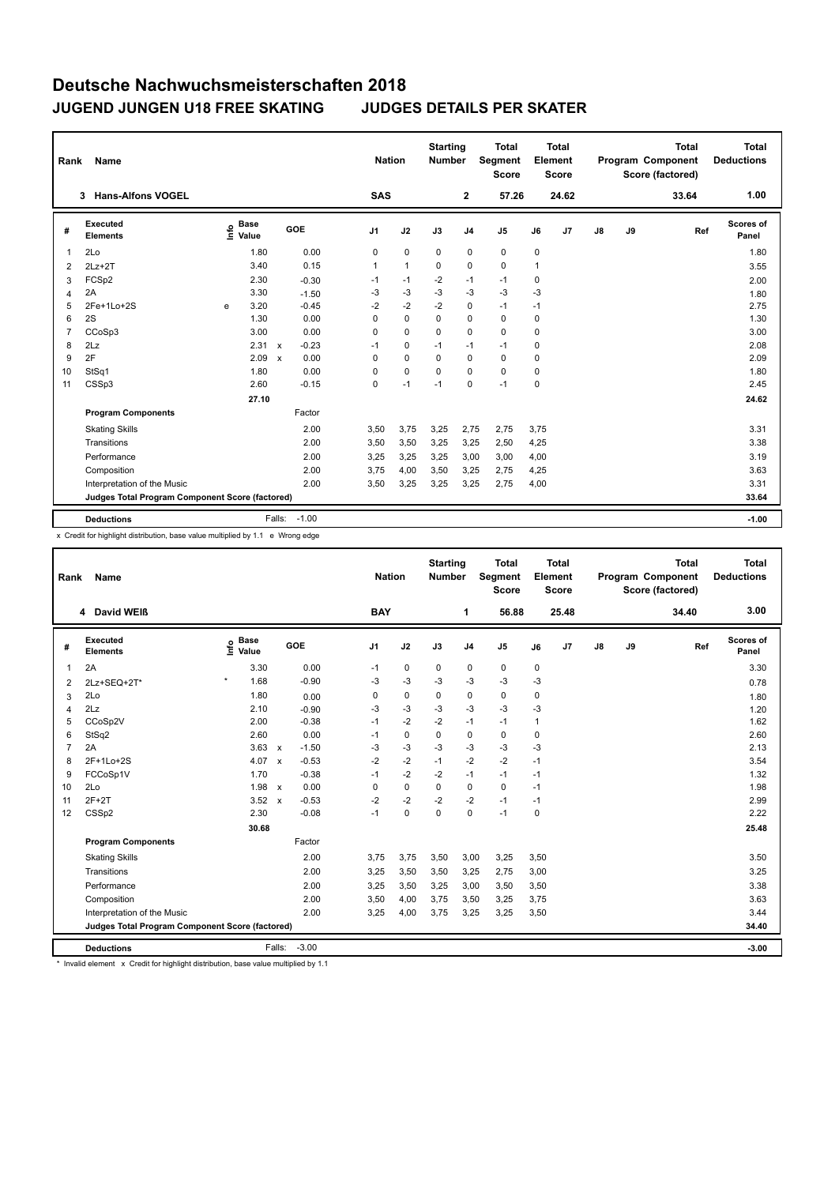# Deutsche Nachwuchsmeisterschaften 2018

## JUGEND JUNGEN U18 FREE SKATING    JUDGES DETAILS PER SKATER

| Rank | Name | Nation | Starting Number | Total Segment Score | Total Element Score | Total Program Component Score (factored) | Total Deductions |
|---|---|---|---|---|---|---|---|
| 3 | Hans-Alfons VOGEL | SAS | 2 | 57.26 | 24.62 | 33.64 | 1.00 |

| # | Executed Elements | Info | Base Value | | GOE | J1 | J2 | J3 | J4 | J5 | J6 | J7 | J8 | J9 | Ref | Scores of Panel |
|---|---|---|---|---|---|---|---|---|---|---|---|---|---|---|---|---|
| 1 | 2Lo | | 1.80 | | 0.00 | 0 | 0 | 0 | 0 | 0 | 0 | | | | | 1.80 |
| 2 | 2Lz+2T | | 3.40 | | 0.15 | 1 | 1 | 0 | 0 | 0 | 1 | | | | | 3.55 |
| 3 | FCSp2 | | 2.30 | | -0.30 | -1 | -1 | -2 | -1 | -1 | 0 | | | | | 2.00 |
| 4 | 2A | | 3.30 | | -1.50 | -3 | -3 | -3 | -3 | -3 | -3 | | | | | 1.80 |
| 5 | 2Fe+1Lo+2S | e | 3.20 | | -0.45 | -2 | -2 | -2 | 0 | -1 | -1 | | | | | 2.75 |
| 6 | 2S | | 1.30 | | 0.00 | 0 | 0 | 0 | 0 | 0 | 0 | | | | | 1.30 |
| 7 | CCoSp3 | | 3.00 | | 0.00 | 0 | 0 | 0 | 0 | 0 | 0 | | | | | 3.00 |
| 8 | 2Lz | | 2.31 | x | -0.23 | -1 | 0 | -1 | -1 | -1 | 0 | | | | | 2.08 |
| 9 | 2F | | 2.09 | x | 0.00 | 0 | 0 | 0 | 0 | 0 | 0 | | | | | 2.09 |
| 10 | StSq1 | | 1.80 | | 0.00 | 0 | 0 | 0 | 0 | 0 | 0 | | | | | 1.80 |
| 11 | CSSp3 | | 2.60 | | -0.15 | 0 | -1 | -1 | 0 | -1 | 0 | | | | | 2.45 |
| | | | 27.10 | | | | | | | | | | | | | 24.62 |
| | **Program Components** | | | | Factor | | | | | | | | | | | |
| | Skating Skills | | | | 2.00 | 3,50 | 3,75 | 3,25 | 2,75 | 2,75 | 3,75 | | | | | 3.31 |
| | Transitions | | | | 2.00 | 3,50 | 3,50 | 3,25 | 3,25 | 2,50 | 4,25 | | | | | 3.38 |
| | Performance | | | | 2.00 | 3,25 | 3,25 | 3,25 | 3,00 | 3,00 | 4,00 | | | | | 3.19 |
| | Composition | | | | 2.00 | 3,75 | 4,00 | 3,50 | 3,25 | 2,75 | 4,25 | | | | | 3.63 |
| | Interpretation of the Music | | | | 2.00 | 3,50 | 3,25 | 3,25 | 3,25 | 2,75 | 4,00 | | | | | 3.31 |
| | **Judges Total Program Component Score (factored)** | | | | | | | | | | | | | | | 33.64 |
| | **Deductions** | | Falls: | | -1.00 | | | | | | | | | | | -1.00 |

x Credit for highlight distribution, base value multiplied by 1.1 e Wrong edge

| Rank | Name | Nation | Starting Number | Total Segment Score | Total Element Score | Total Program Component Score (factored) | Total Deductions |
|---|---|---|---|---|---|---|---|
| 4 | David WEIß | BAY | 1 | 56.88 | 25.48 | 34.40 | 3.00 |

| # | Executed Elements | Info | Base Value | | GOE | J1 | J2 | J3 | J4 | J5 | J6 | J7 | J8 | J9 | Ref | Scores of Panel |
|---|---|---|---|---|---|---|---|---|---|---|---|---|---|---|---|---|
| 1 | 2A | | 3.30 | | 0.00 | -1 | 0 | 0 | 0 | 0 | 0 | | | | | 3.30 |
| 2 | 2Lz+SEQ+2T* | * | 1.68 | | -0.90 | -3 | -3 | -3 | -3 | -3 | -3 | | | | | 0.78 |
| 3 | 2Lo | | 1.80 | | 0.00 | 0 | 0 | 0 | 0 | 0 | 0 | | | | | 1.80 |
| 4 | 2Lz | | 2.10 | | -0.90 | -3 | -3 | -3 | -3 | -3 | -3 | | | | | 1.20 |
| 5 | CCoSp2V | | 2.00 | | -0.38 | -1 | -2 | -2 | -1 | -1 | 1 | | | | | 1.62 |
| 6 | StSq2 | | 2.60 | | 0.00 | -1 | 0 | 0 | 0 | 0 | 0 | | | | | 2.60 |
| 7 | 2A | | 3.63 | x | -1.50 | -3 | -3 | -3 | -3 | -3 | -3 | | | | | 2.13 |
| 8 | 2F+1Lo+2S | | 4.07 | x | -0.53 | -2 | -2 | -1 | -2 | -2 | -1 | | | | | 3.54 |
| 9 | FCCoSp1V | | 1.70 | | -0.38 | -1 | -2 | -2 | -1 | -1 | -1 | | | | | 1.32 |
| 10 | 2Lo | | 1.98 | x | 0.00 | 0 | 0 | 0 | 0 | 0 | -1 | | | | | 1.98 |
| 11 | 2F+2T | | 3.52 | x | -0.53 | -2 | -2 | -2 | -2 | -1 | -1 | | | | | 2.99 |
| 12 | CSSp2 | | 2.30 | | -0.08 | -1 | 0 | 0 | 0 | -1 | 0 | | | | | 2.22 |
| | | | 30.68 | | | | | | | | | | | | | 25.48 |
| | **Program Components** | | | | Factor | | | | | | | | | | | |
| | Skating Skills | | | | 2.00 | 3,75 | 3,75 | 3,50 | 3,00 | 3,25 | 3,50 | | | | | 3.50 |
| | Transitions | | | | 2.00 | 3,25 | 3,50 | 3,50 | 3,25 | 2,75 | 3,00 | | | | | 3.25 |
| | Performance | | | | 2.00 | 3,25 | 3,50 | 3,25 | 3,00 | 3,50 | 3,50 | | | | | 3.38 |
| | Composition | | | | 2.00 | 3,50 | 4,00 | 3,75 | 3,50 | 3,25 | 3,75 | | | | | 3.63 |
| | Interpretation of the Music | | | | 2.00 | 3,25 | 4,00 | 3,75 | 3,25 | 3,25 | 3,50 | | | | | 3.44 |
| | **Judges Total Program Component Score (factored)** | | | | | | | | | | | | | | | 34.40 |
| | **Deductions** | | Falls: | | -3.00 | | | | | | | | | | | -3.00 |

\* Invalid element x Credit for highlight distribution, base value multiplied by 1.1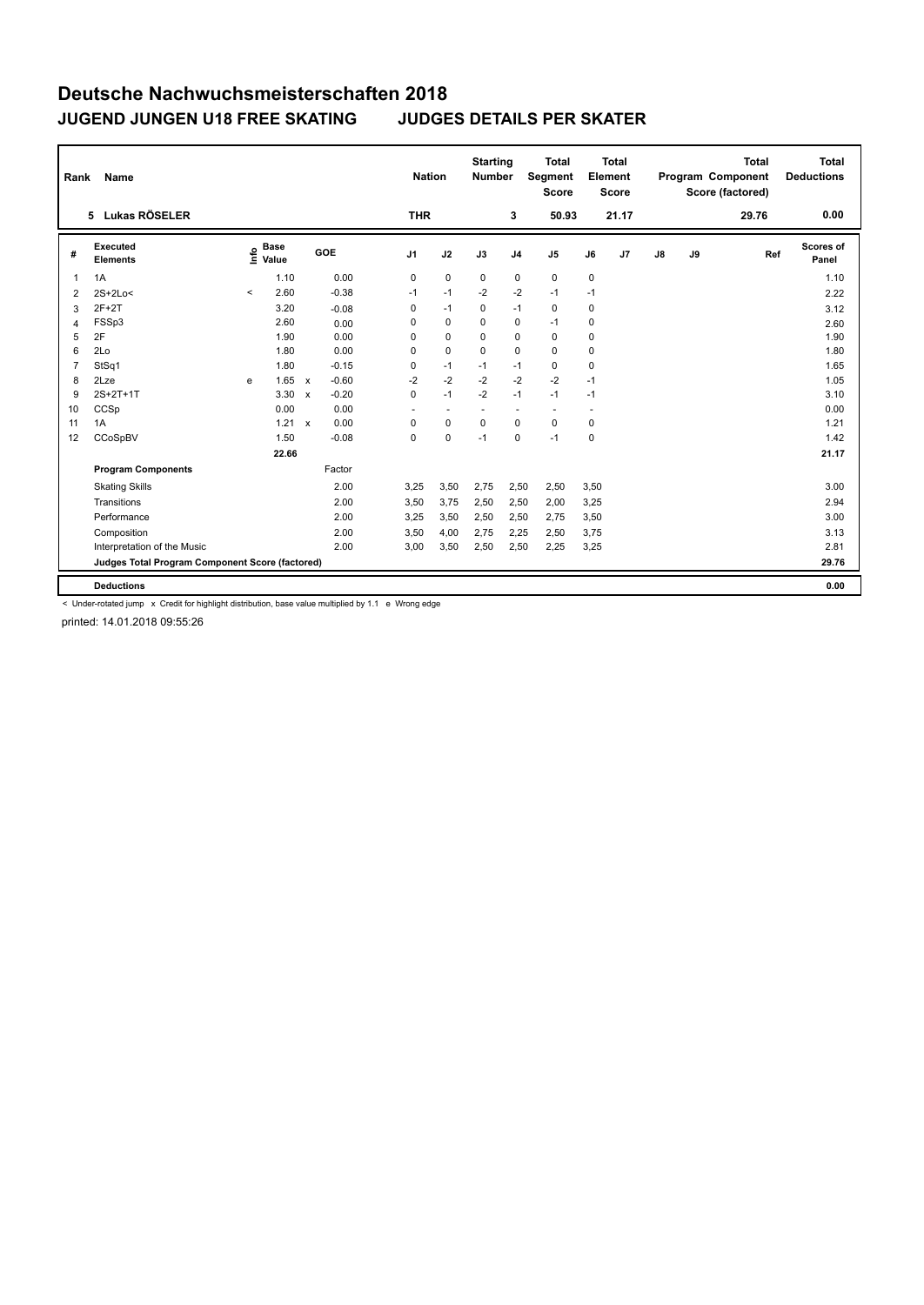# Deutsche Nachwuchsmeisterschaften 2018

## JUGEND JUNGEN U18 FREE SKATING JUDGES DETAILS PER SKATER

| Rank | Name | Nation | Starting Number | Total Segment Score | Total Element Score | Total Program Component Score (factored) | Total Deductions |
|---|---|---|---|---|---|---|---|
| 5 | Lukas RÖSELER | THR | 3 | 50.93 | 21.17 | 29.76 | 0.00 |

| # | Executed Elements | Info | Base Value | | GOE | J1 | J2 | J3 | J4 | J5 | J6 | J7 | J8 | J9 | Ref | Scores of Panel |
|---|---|---|---|---|---|---|---|---|---|---|---|---|---|---|---|---|
| 1 | 1A | | 1.10 | | 0.00 | 0 | 0 | 0 | 0 | 0 | 0 | | | | | 1.10 |
| 2 | 2S+2Lo< | < | 2.60 | | -0.38 | -1 | -1 | -2 | -2 | -1 | -1 | | | | | 2.22 |
| 3 | 2F+2T | | 3.20 | | -0.08 | 0 | -1 | 0 | -1 | 0 | 0 | | | | | 3.12 |
| 4 | FSSp3 | | 2.60 | | 0.00 | 0 | 0 | 0 | 0 | -1 | 0 | | | | | 2.60 |
| 5 | 2F | | 1.90 | | 0.00 | 0 | 0 | 0 | 0 | 0 | 0 | | | | | 1.90 |
| 6 | 2Lo | | 1.80 | | 0.00 | 0 | 0 | 0 | 0 | 0 | 0 | | | | | 1.80 |
| 7 | StSq1 | | 1.80 | | -0.15 | 0 | -1 | -1 | -1 | 0 | 0 | | | | | 1.65 |
| 8 | 2Lze | e | 1.65 | x | -0.60 | -2 | -2 | -2 | -2 | -2 | -1 | | | | | 1.05 |
| 9 | 2S+2T+1T | | 3.30 | x | -0.20 | 0 | -1 | -2 | -1 | -1 | -1 | | | | | 3.10 |
| 10 | CCSp | | 0.00 | | 0.00 | - | - | - | - | - | - | | | | | 0.00 |
| 11 | 1A | | 1.21 | x | 0.00 | 0 | 0 | 0 | 0 | 0 | 0 | | | | | 1.21 |
| 12 | CCoSpBV | | 1.50 | | -0.08 | 0 | 0 | -1 | 0 | -1 | 0 | | | | | 1.42 |
| | | | 22.66 | | | | | | | | | | | | | 21.17 |
| | **Program Components** | | | | Factor | | | | | | | | | | | |
| | Skating Skills | | | | 2.00 | 3,25 | 3,50 | 2,75 | 2,50 | 2,50 | 3,50 | | | | | 3.00 |
| | Transitions | | | | 2.00 | 3,50 | 3,75 | 2,50 | 2,50 | 2,00 | 3,25 | | | | | 2.94 |
| | Performance | | | | 2.00 | 3,25 | 3,50 | 2,50 | 2,50 | 2,75 | 3,50 | | | | | 3.00 |
| | Composition | | | | 2.00 | 3,50 | 4,00 | 2,75 | 2,25 | 2,50 | 3,75 | | | | | 3.13 |
| | Interpretation of the Music | | | | 2.00 | 3,00 | 3,50 | 2,50 | 2,50 | 2,25 | 3,25 | | | | | 2.81 |
| | **Judges Total Program Component Score (factored)** | | | | | | | | | | | | | | | 29.76 |
| | **Deductions** | | | | | | | | | | | | | | | 0.00 |

< Under-rotated jump x Credit for highlight distribution, base value multiplied by 1.1 e Wrong edge

printed: 14.01.2018 09:55:26